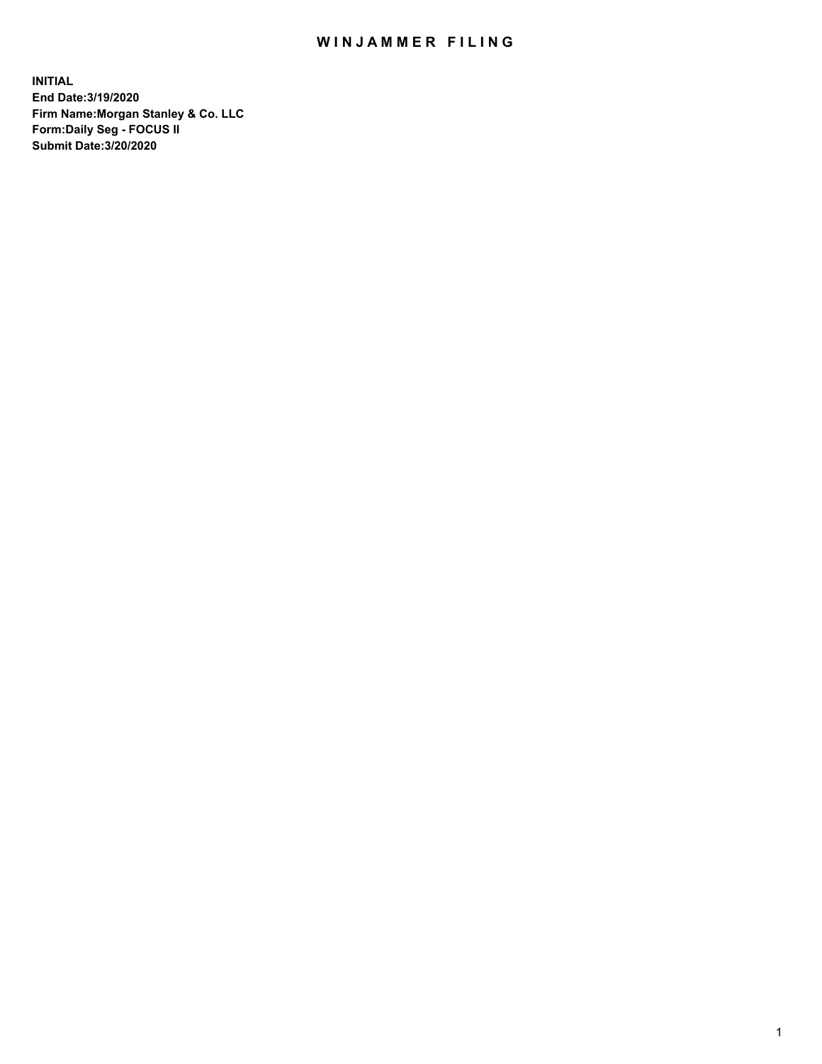# WINJAMMER FILING

**INITIAL**
**End Date:3/19/2020**
**Firm Name:Morgan Stanley & Co. LLC**
**Form:Daily Seg - FOCUS II**
**Submit Date:3/20/2020**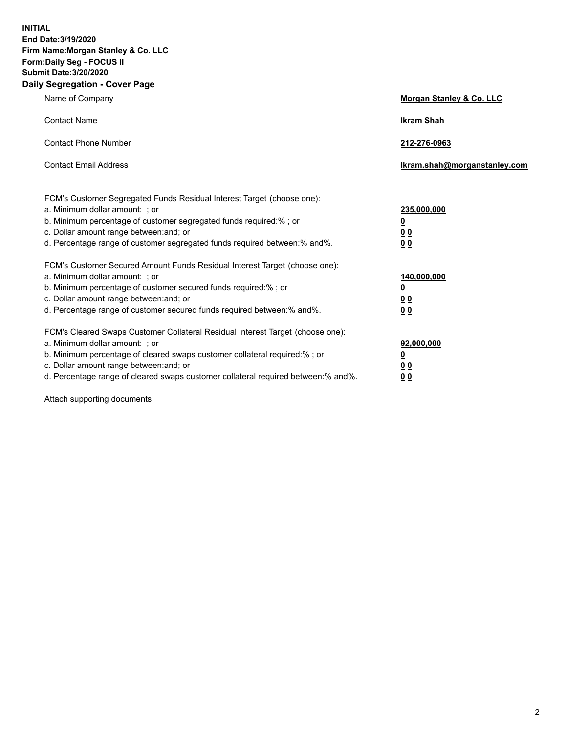**INITIAL**
**End Date:3/19/2020**
**Firm Name:Morgan Stanley & Co. LLC**
**Form:Daily Seg - FOCUS II**
**Submit Date:3/20/2020**

## Daily Segregation - Cover Page

| | |
|---|---|
| Name of Company | **Morgan Stanley & Co. LLC** |
| Contact Name | **Ikram Shah** |
| Contact Phone Number | **212-276-0963** |
| Contact Email Address | **Ikram.shah@morganstanley.com** |

| | |
|---|---|
| FCM's Customer Segregated Funds Residual Interest Target (choose one): | |
| a. Minimum dollar amount: ; or | **235,000,000** |
| b. Minimum percentage of customer segregated funds required:% ; or | **0** |
| c. Dollar amount range between:and; or | **0 0** |
| d. Percentage range of customer segregated funds required between:% and%. | **0 0** |
| FCM's Customer Secured Amount Funds Residual Interest Target (choose one): | |
| a. Minimum dollar amount: ; or | **140,000,000** |
| b. Minimum percentage of customer secured funds required:% ; or | **0** |
| c. Dollar amount range between:and; or | **0 0** |
| d. Percentage range of customer secured funds required between:% and%. | **0 0** |
| FCM's Cleared Swaps Customer Collateral Residual Interest Target (choose one): | |
| a. Minimum dollar amount: ; or | **92,000,000** |
| b. Minimum percentage of cleared swaps customer collateral required:% ; or | **0** |
| c. Dollar amount range between:and; or | **0 0** |
| d. Percentage range of cleared swaps customer collateral required between:% and%. | **0 0** |

Attach supporting documents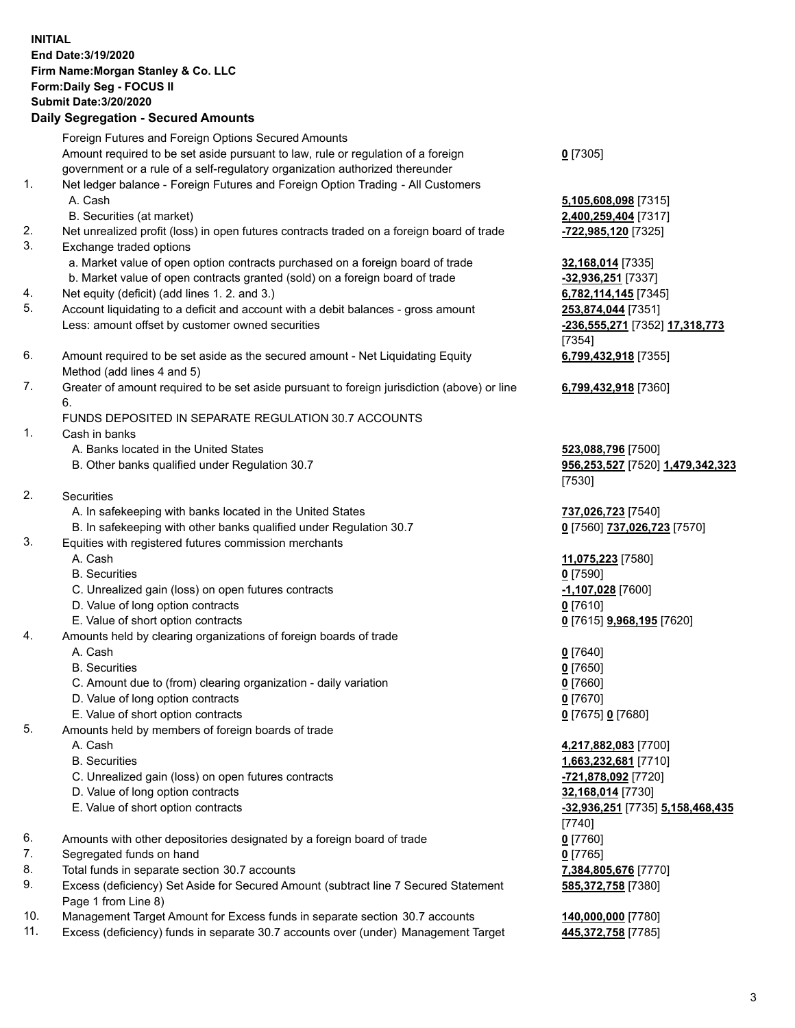**INITIAL**
**End Date:3/19/2020**
**Firm Name:Morgan Stanley & Co. LLC**
**Form:Daily Seg - FOCUS II**
**Submit Date:3/20/2020**

## Daily Segregation - Secured Amounts

| | | |
|---|---|---|
| | Foreign Futures and Foreign Options Secured Amounts | |
| | Amount required to be set aside pursuant to law, rule or regulation of a foreign government or a rule of a self-regulatory organization authorized thereunder | **0** [7305] |
| 1. | Net ledger balance - Foreign Futures and Foreign Option Trading - All Customers | |
| | A. Cash | **5,105,608,098** [7315] |
| | B. Securities (at market) | **2,400,259,404** [7317] |
| 2. | Net unrealized profit (loss) in open futures contracts traded on a foreign board of trade | **-722,985,120** [7325] |
| 3. | Exchange traded options | |
| | a. Market value of open option contracts purchased on a foreign board of trade | **32,168,014** [7335] |
| | b. Market value of open contracts granted (sold) on a foreign board of trade | **-32,936,251** [7337] |
| 4. | Net equity (deficit) (add lines 1. 2. and 3.) | **6,782,114,145** [7345] |
| 5. | Account liquidating to a deficit and account with a debit balances - gross amount | **253,874,044** [7351] |
| | Less: amount offset by customer owned securities | **-236,555,271** [7352] **17,318,773** [7354] |
| 6. | Amount required to be set aside as the secured amount - Net Liquidating Equity Method (add lines 4 and 5) | **6,799,432,918** [7355] |
| 7. | Greater of amount required to be set aside pursuant to foreign jurisdiction (above) or line 6. | **6,799,432,918** [7360] |
| | FUNDS DEPOSITED IN SEPARATE REGULATION 30.7 ACCOUNTS | |
| 1. | Cash in banks | |
| | A. Banks located in the United States | **523,088,796** [7500] |
| | B. Other banks qualified under Regulation 30.7 | **956,253,527** [7520] **1,479,342,323** [7530] |
| 2. | Securities | |
| | A. In safekeeping with banks located in the United States | **737,026,723** [7540] |
| | B. In safekeeping with other banks qualified under Regulation 30.7 | **0** [7560] **737,026,723** [7570] |
| 3. | Equities with registered futures commission merchants | |
| | A. Cash | **11,075,223** [7580] |
| | B. Securities | **0** [7590] |
| | C. Unrealized gain (loss) on open futures contracts | **-1,107,028** [7600] |
| | D. Value of long option contracts | **0** [7610] |
| | E. Value of short option contracts | **0** [7615] **9,968,195** [7620] |
| 4. | Amounts held by clearing organizations of foreign boards of trade | |
| | A. Cash | **0** [7640] |
| | B. Securities | **0** [7650] |
| | C. Amount due to (from) clearing organization - daily variation | **0** [7660] |
| | D. Value of long option contracts | **0** [7670] |
| | E. Value of short option contracts | **0** [7675] **0** [7680] |
| 5. | Amounts held by members of foreign boards of trade | |
| | A. Cash | **4,217,882,083** [7700] |
| | B. Securities | **1,663,232,681** [7710] |
| | C. Unrealized gain (loss) on open futures contracts | **-721,878,092** [7720] |
| | D. Value of long option contracts | **32,168,014** [7730] |
| | E. Value of short option contracts | **-32,936,251** [7735] **5,158,468,435** [7740] |
| 6. | Amounts with other depositories designated by a foreign board of trade | **0** [7760] |
| 7. | Segregated funds on hand | **0** [7765] |
| 8. | Total funds in separate section 30.7 accounts | **7,384,805,676** [7770] |
| 9. | Excess (deficiency) Set Aside for Secured Amount (subtract line 7 Secured Statement Page 1 from Line 8) | **585,372,758** [7380] |
| 10. | Management Target Amount for Excess funds in separate section 30.7 accounts | **140,000,000** [7780] |
| 11. | Excess (deficiency) funds in separate 30.7 accounts over (under) Management Target | **445,372,758** [7785] |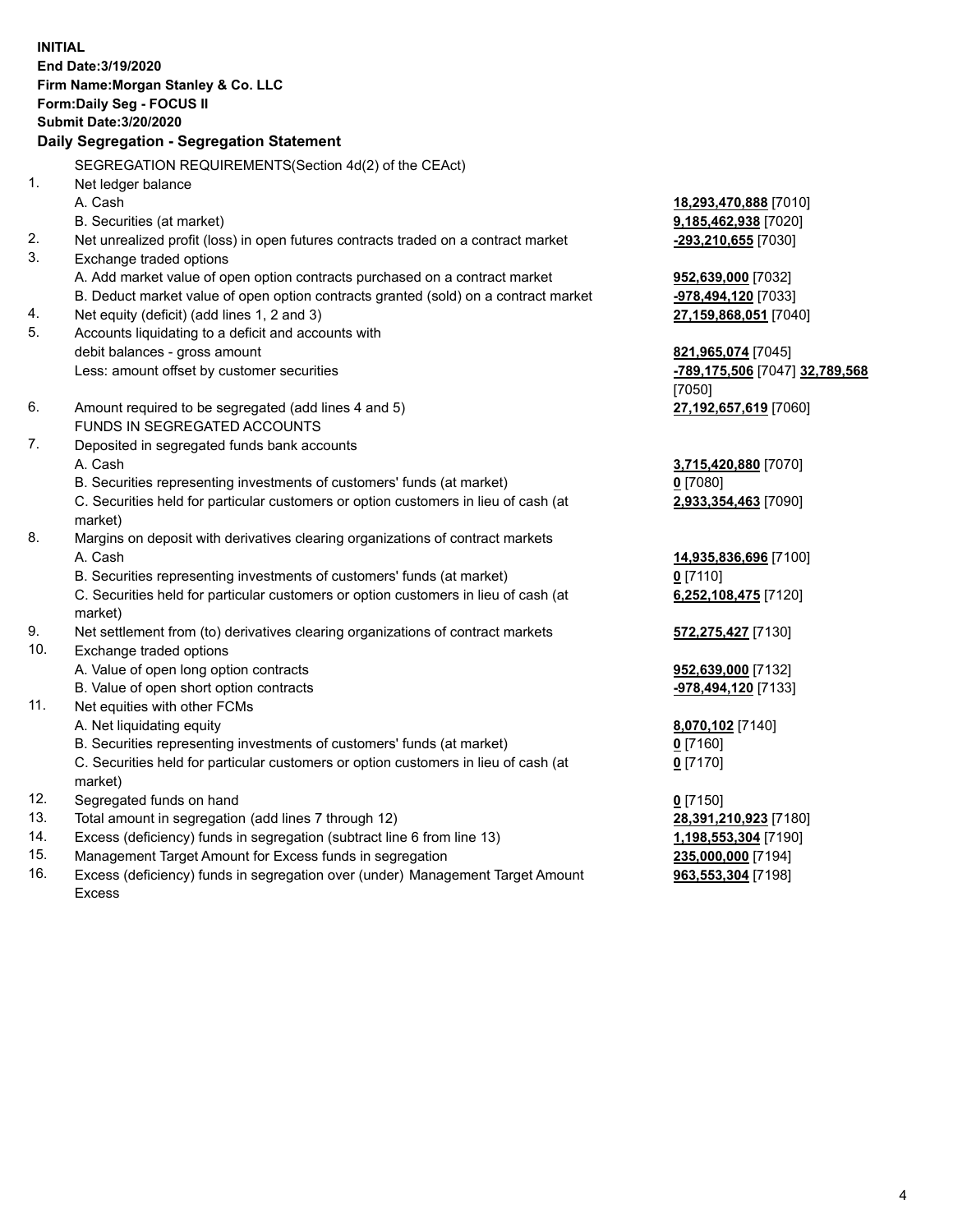**INITIAL**
**End Date:3/19/2020**
**Firm Name:Morgan Stanley & Co. LLC**
**Form:Daily Seg - FOCUS II**
**Submit Date:3/20/2020**

**Daily Segregation - Segregation Statement**

SEGREGATION REQUIREMENTS(Section 4d(2) of the CEAct)

| | | |
|---|---|---|
| 1. | Net ledger balance | |
| | A. Cash | **18,293,470,888** [7010] |
| | B. Securities (at market) | **9,185,462,938** [7020] |
| 2. | Net unrealized profit (loss) in open futures contracts traded on a contract market | **-293,210,655** [7030] |
| 3. | Exchange traded options | |
| | A. Add market value of open option contracts purchased on a contract market | **952,639,000** [7032] |
| | B. Deduct market value of open option contracts granted (sold) on a contract market | **-978,494,120** [7033] |
| 4. | Net equity (deficit) (add lines 1, 2 and 3) | **27,159,868,051** [7040] |
| 5. | Accounts liquidating to a deficit and accounts with debit balances - gross amount | **821,965,074** [7045] |
| | Less: amount offset by customer securities | **-789,175,506** [7047] **32,789,568** [7050] |
| 6. | Amount required to be segregated (add lines 4 and 5) | **27,192,657,619** [7060] |
| | FUNDS IN SEGREGATED ACCOUNTS | |
| 7. | Deposited in segregated funds bank accounts | |
| | A. Cash | **3,715,420,880** [7070] |
| | B. Securities representing investments of customers' funds (at market) | **0** [7080] |
| | C. Securities held for particular customers or option customers in lieu of cash (at market) | **2,933,354,463** [7090] |
| 8. | Margins on deposit with derivatives clearing organizations of contract markets | |
| | A. Cash | **14,935,836,696** [7100] |
| | B. Securities representing investments of customers' funds (at market) | **0** [7110] |
| | C. Securities held for particular customers or option customers in lieu of cash (at market) | **6,252,108,475** [7120] |
| 9. | Net settlement from (to) derivatives clearing organizations of contract markets | **572,275,427** [7130] |
| 10. | Exchange traded options | |
| | A. Value of open long option contracts | **952,639,000** [7132] |
| | B. Value of open short option contracts | **-978,494,120** [7133] |
| 11. | Net equities with other FCMs | |
| | A. Net liquidating equity | **8,070,102** [7140] |
| | B. Securities representing investments of customers' funds (at market) | **0** [7160] |
| | C. Securities held for particular customers or option customers in lieu of cash (at market) | **0** [7170] |
| 12. | Segregated funds on hand | **0** [7150] |
| 13. | Total amount in segregation (add lines 7 through 12) | **28,391,210,923** [7180] |
| 14. | Excess (deficiency) funds in segregation (subtract line 6 from line 13) | **1,198,553,304** [7190] |
| 15. | Management Target Amount for Excess funds in segregation | **235,000,000** [7194] |
| 16. | Excess (deficiency) funds in segregation over (under) Management Target Amount Excess | **963,553,304** [7198] |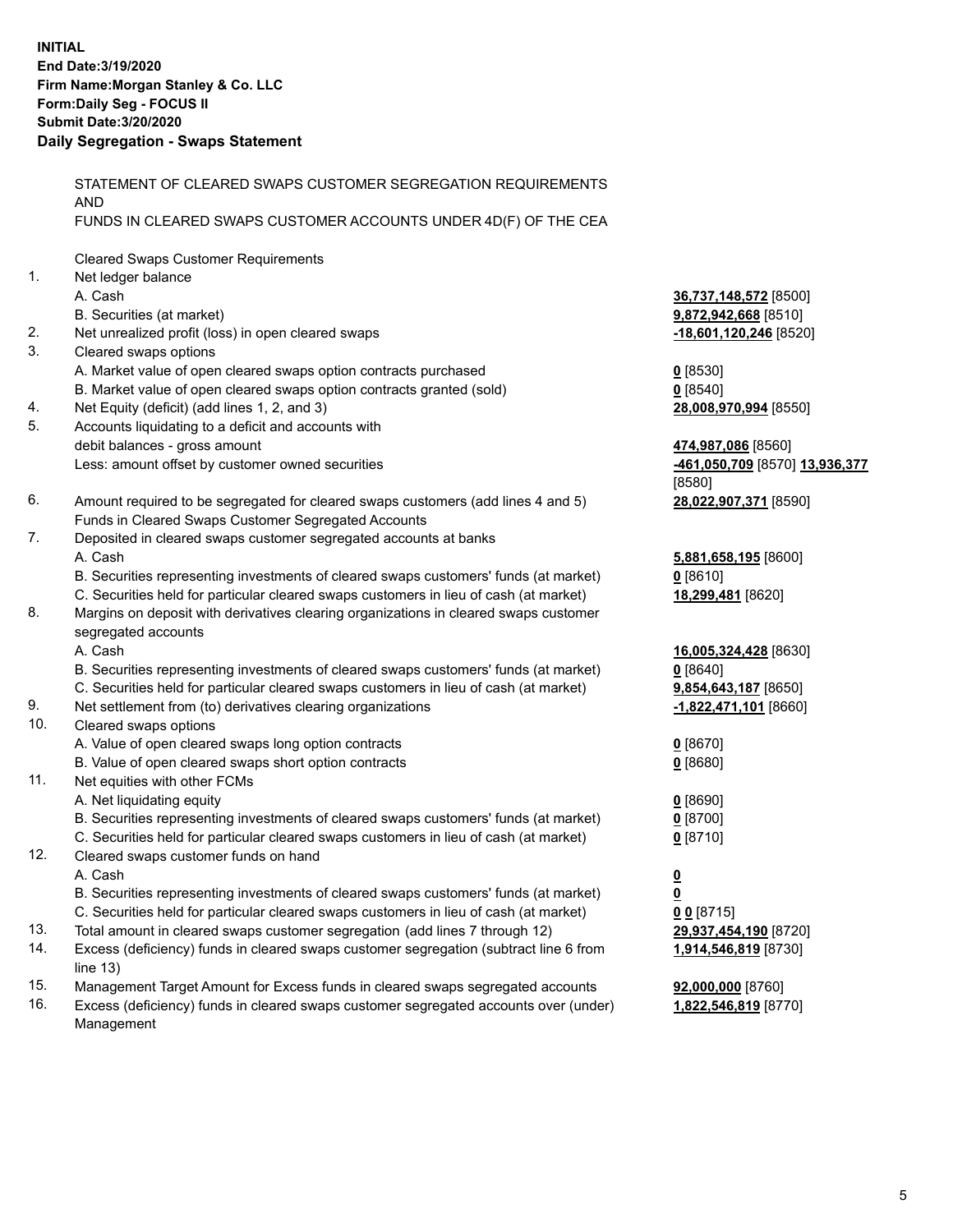**INITIAL**
**End Date:3/19/2020**
**Firm Name:Morgan Stanley & Co. LLC**
**Form:Daily Seg - FOCUS II**
**Submit Date:3/20/2020**
**Daily Segregation - Swaps Statement**

STATEMENT OF CLEARED SWAPS CUSTOMER SEGREGATION REQUIREMENTS AND FUNDS IN CLEARED SWAPS CUSTOMER ACCOUNTS UNDER 4D(F) OF THE CEA

| | | |
|---|---|---|
| | Cleared Swaps Customer Requirements | |
| 1. | Net ledger balance | |
| | A. Cash | **36,737,148,572** [8500] |
| | B. Securities (at market) | **9,872,942,668** [8510] |
| 2. | Net unrealized profit (loss) in open cleared swaps | **-18,601,120,246** [8520] |
| 3. | Cleared swaps options | |
| | A. Market value of open cleared swaps option contracts purchased | **0** [8530] |
| | B. Market value of open cleared swaps option contracts granted (sold) | **0** [8540] |
| 4. | Net Equity (deficit) (add lines 1, 2, and 3) | **28,008,970,994** [8550] |
| 5. | Accounts liquidating to a deficit and accounts with debit balances - gross amount | **474,987,086** [8560] |
| | Less: amount offset by customer owned securities | **-461,050,709** [8570] **13,936,377** [8580] |
| 6. | Amount required to be segregated for cleared swaps customers (add lines 4 and 5) | **28,022,907,371** [8590] |
| | Funds in Cleared Swaps Customer Segregated Accounts | |
| 7. | Deposited in cleared swaps customer segregated accounts at banks | |
| | A. Cash | **5,881,658,195** [8600] |
| | B. Securities representing investments of cleared swaps customers' funds (at market) | **0** [8610] |
| | C. Securities held for particular cleared swaps customers in lieu of cash (at market) | **18,299,481** [8620] |
| 8. | Margins on deposit with derivatives clearing organizations in cleared swaps customer segregated accounts | |
| | A. Cash | **16,005,324,428** [8630] |
| | B. Securities representing investments of cleared swaps customers' funds (at market) | **0** [8640] |
| | C. Securities held for particular cleared swaps customers in lieu of cash (at market) | **9,854,643,187** [8650] |
| 9. | Net settlement from (to) derivatives clearing organizations | **-1,822,471,101** [8660] |
| 10. | Cleared swaps options | |
| | A. Value of open cleared swaps long option contracts | **0** [8670] |
| | B. Value of open cleared swaps short option contracts | **0** [8680] |
| 11. | Net equities with other FCMs | |
| | A. Net liquidating equity | **0** [8690] |
| | B. Securities representing investments of cleared swaps customers' funds (at market) | **0** [8700] |
| | C. Securities held for particular cleared swaps customers in lieu of cash (at market) | **0** [8710] |
| 12. | Cleared swaps customer funds on hand | |
| | A. Cash | **0** |
| | B. Securities representing investments of cleared swaps customers' funds (at market) | **0** |
| | C. Securities held for particular cleared swaps customers in lieu of cash (at market) | **0** **0** [8715] |
| 13. | Total amount in cleared swaps customer segregation (add lines 7 through 12) | **29,937,454,190** [8720] |
| 14. | Excess (deficiency) funds in cleared swaps customer segregation (subtract line 6 from line 13) | **1,914,546,819** [8730] |
| 15. | Management Target Amount for Excess funds in cleared swaps segregated accounts | **92,000,000** [8760] |
| 16. | Excess (deficiency) funds in cleared swaps customer segregated accounts over (under) Management | **1,822,546,819** [8770] |